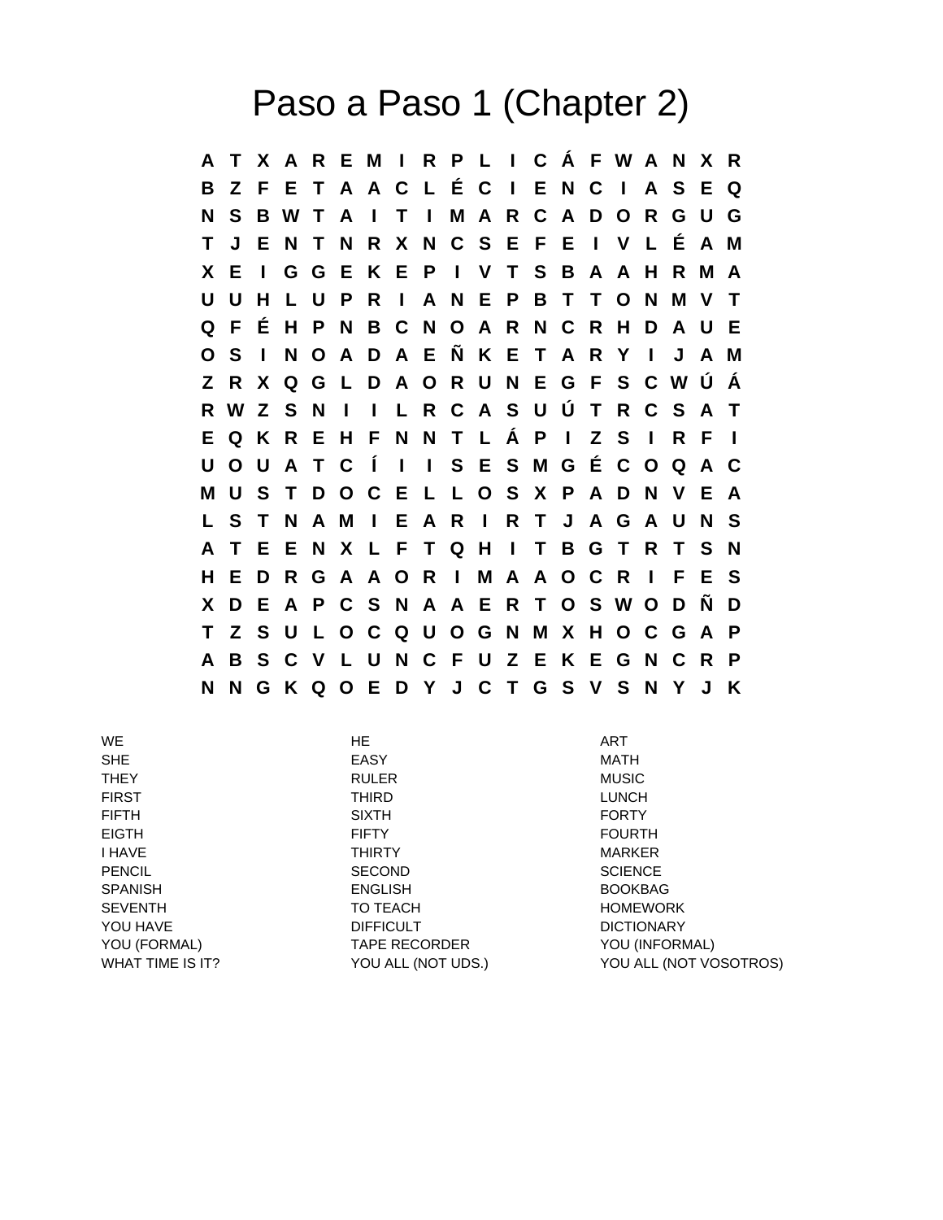# Paso a Paso 1 (Chapter 2)

```
A T X A R E M I R P L I C Á F W A N X R
B Z F E T A A C L É C I E N C I A S E Q
N S B W T A I T I M A R C A D O R G U G
T J E N T N R X N C S E F E I V L É A M
X E I G G E K E P I V T S B A A H R M A
U U H L U P R I A N E P B T T O N M V T
Q F É H P N B C N O A R N C R H D A U E
O S I N O A D A E Ñ K E T A R Y I J A M
Z R X Q G L D A O R U N E G F S C W Ú Á
R W Z S N I I L R C A S U Ú T R C S A T
E Q K R E H F N N T L Á P I Z S I R F I
U O U A T C Í I I S E S M G É C O Q A C
M U S T D O C E L L O S X P A D N V E A
L S T N A M I E A R I R T J A G A U N S
A T E E N X L F T Q H I T B G T R T S N
H E D R G A A O R I M A A O C R I F E S
X D E A P C S N A A E R T O S W O D Ñ D
T Z S U L O C Q U O G N M X H O C G A P
A B S C V L U N C F U Z E K E G N C R P
N N G K Q O E D Y J C T G S V S N Y J K
```

| | | |
|---|---|---|
| WE | HE | ART |
| SHE | EASY | MATH |
| THEY | RULER | MUSIC |
| FIRST | THIRD | LUNCH |
| FIFTH | SIXTH | FORTY |
| EIGTH | FIFTY | FOURTH |
| I HAVE | THIRTY | MARKER |
| PENCIL | SECOND | SCIENCE |
| SPANISH | ENGLISH | BOOKBAG |
| SEVENTH | TO TEACH | HOMEWORK |
| YOU HAVE | DIFFICULT | DICTIONARY |
| YOU (FORMAL) | TAPE RECORDER | YOU (INFORMAL) |
| WHAT TIME IS IT? | YOU ALL (NOT UDS.) | YOU ALL (NOT VOSOTROS) |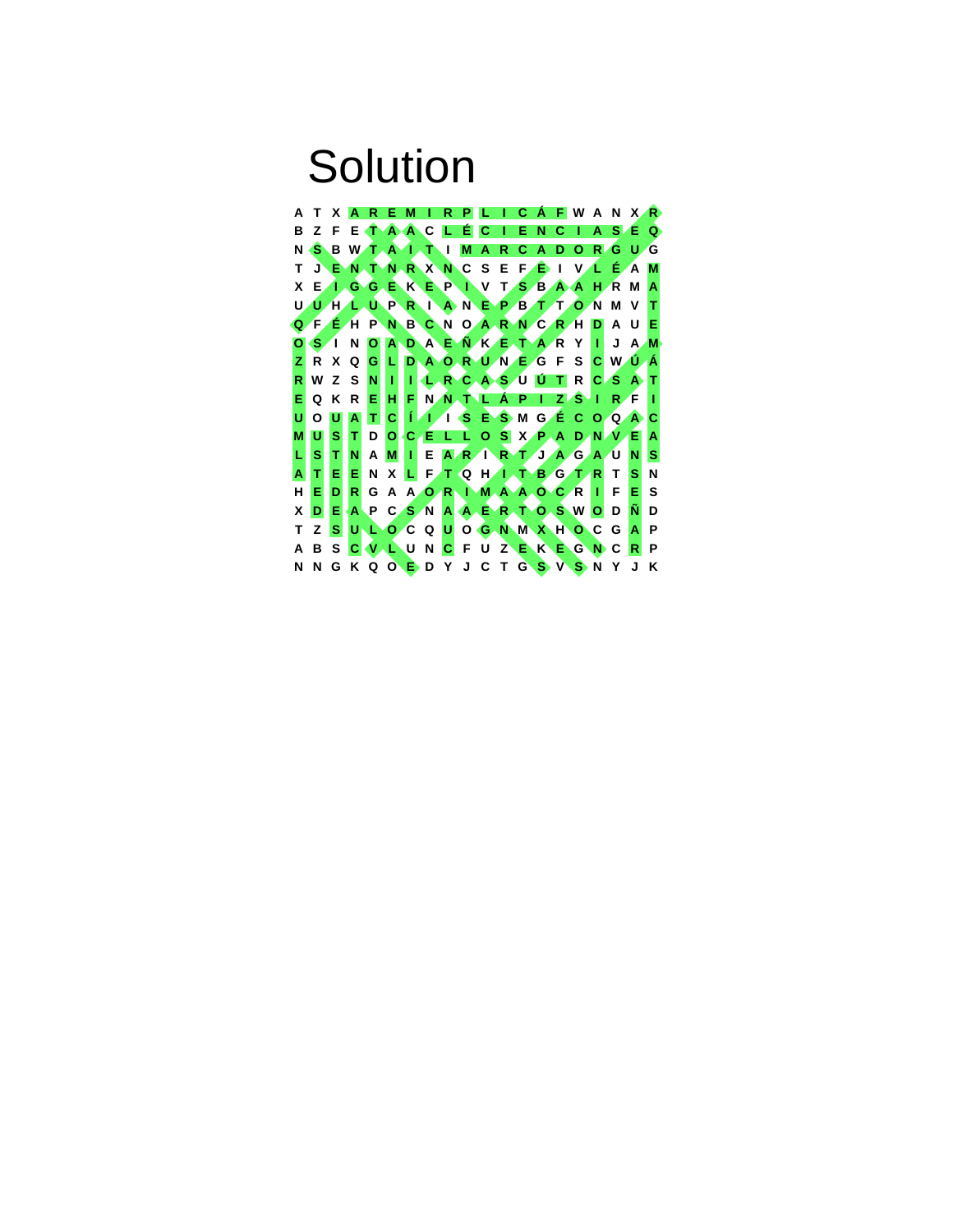# Solution

| | | | | | | | | | | | | | | | | | | | |
|---|---|---|---|---|---|---|---|---|---|---|---|---|---|---|---|---|---|---|---|
| A | T | X | A | R | E | M | I | R | P | L | I | C | Á | F | W | A | N | X | R |
| B | Z | F | E | T | A | A | C | L | É | C | I | E | N | C | I | A | S | E | Q |
| N | S | B | W | T | A | I | T | I | M | A | R | C | A | D | O | R | G | U | G |
| T | J | E | N | T | N | R | X | N | C | S | E | F | E | I | V | L | É | A | M |
| X | E | I | G | G | E | K | E | P | I | V | T | S | B | A | A | H | R | M | A |
| U | U | H | L | U | P | R | I | A | N | E | P | B | T | T | O | N | M | V | T |
| Q | F | É | H | P | N | B | C | N | O | A | R | N | C | R | H | D | A | U | E |
| O | S | I | N | O | A | D | A | E | Ñ | K | E | T | A | R | Y | I | J | A | M |
| Z | R | X | Q | G | L | D | A | O | R | U | N | E | G | F | S | C | W | Ú | Á |
| R | W | Z | S | N | I | I | L | R | C | A | S | U | Ú | T | R | C | S | A | T |
| E | Q | K | R | E | H | F | N | N | T | L | Á | P | I | Z | S | I | R | F | I |
| U | O | U | A | T | C | Í | I | I | S | E | S | M | G | É | C | O | Q | A | C |
| M | U | S | T | D | O | C | E | L | L | O | S | X | P | A | D | N | V | E | A |
| L | S | T | N | A | M | I | E | A | R | I | R | T | J | A | G | A | U | N | S |
| A | T | E | E | N | X | L | F | T | Q | H | I | T | B | G | T | R | T | S | N |
| H | E | D | R | G | A | A | O | R | I | M | A | A | O | C | R | I | F | E | S |
| X | D | E | A | P | C | S | N | A | A | E | R | T | O | S | W | O | D | Ñ | D |
| T | Z | S | U | L | O | C | Q | U | O | G | N | M | X | H | O | C | G | A | P |
| A | B | S | C | V | L | U | N | C | F | U | Z | E | K | E | G | N | C | R | P |
| N | N | G | K | Q | O | E | D | Y | J | C | T | G | S | V | S | N | Y | J | K |